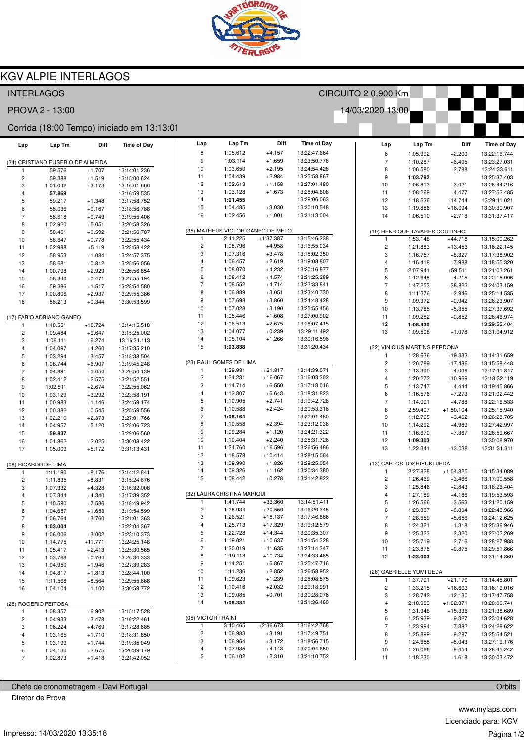# KGV ALPIE INTERLAGOS

INTERLAGOS — CIRCUITO 2 0,900 Km

PROVA 2 - 13:00 — 14/03/2020 13:00

Corrida (18:00 Tempo) iniciado em 13:13:01

### (34) CRISTIANO EUSEBIO DE ALMEIDA

| Lap | Lap Tm | Diff | Time of Day |
|---|---|---|---|
| 1 | 59.576 | +1.707 | 13:14:01.236 |
| 2 | 59.388 | +1.519 | 13:15:00.624 |
| 3 | 1:01.042 | +3.173 | 13:16:01.666 |
| 4 | **57.869** | | 13:16:59.535 |
| 5 | 59.217 | +1.348 | 13:17:58.752 |
| 6 | 58.036 | +0.167 | 13:18:56.788 |
| 7 | 58.618 | +0.749 | 13:19:55.406 |
| 8 | 1:02.920 | +5.051 | 13:20:58.326 |
| 9 | 58.461 | +0.592 | 13:21:56.787 |
| 10 | 58.647 | +0.778 | 13:22:55.434 |
| 11 | 1:02.988 | +5.119 | 13:23:58.422 |
| 12 | 58.953 | +1.084 | 13:24:57.375 |
| 13 | 58.681 | +0.812 | 13:25:56.056 |
| 14 | 1:00.798 | +2.929 | 13:26:56.854 |
| 15 | 58.340 | +0.471 | 13:27:55.194 |
| 16 | 59.386 | +1.517 | 13:28:54.580 |
| 17 | 1:00.806 | +2.937 | 13:29:55.386 |
| 18 | 58.213 | +0.344 | 13:30:53.599 |

### (17) FABIO ADRIANO GANEO

| Lap | Lap Tm | Diff | Time of Day |
|---|---|---|---|
| 1 | 1:10.561 | +10.724 | 13:14:15.518 |
| 2 | 1:09.484 | +9.647 | 13:15:25.002 |
| 3 | 1:06.111 | +6.274 | 13:16:31.113 |
| 4 | 1:04.097 | +4.260 | 13:17:35.210 |
| 5 | 1:03.294 | +3.457 | 13:18:38.504 |
| 6 | 1:06.744 | +6.907 | 13:19:45.248 |
| 7 | 1:04.891 | +5.054 | 13:20:50.139 |
| 8 | 1:02.412 | +2.575 | 13:21:52.551 |
| 9 | 1:02.511 | +2.674 | 13:22:55.062 |
| 10 | 1:03.129 | +3.292 | 13:23:58.191 |
| 11 | 1:00.983 | +1.146 | 13:24:59.174 |
| 12 | 1:00.382 | +0.545 | 13:25:59.556 |
| 13 | 1:02.210 | +2.373 | 13:27:01.766 |
| 14 | 1:04.957 | +5.120 | 13:28:06.723 |
| 15 | **59.837** | | 13:29:06.560 |
| 16 | 1:01.862 | +2.025 | 13:30:08.422 |
| 17 | 1:05.009 | +5.172 | 13:31:13.431 |

### (08) RICARDO DE LIMA

| Lap | Lap Tm | Diff | Time of Day |
|---|---|---|---|
| 1 | 1:11.180 | +8.176 | 13:14:12.841 |
| 2 | 1:11.835 | +8.831 | 13:15:24.676 |
| 3 | 1:07.332 | +4.328 | 13:16:32.008 |
| 4 | 1:07.344 | +4.340 | 13:17:39.352 |
| 5 | 1:10.590 | +7.586 | 13:18:49.942 |
| 6 | 1:04.657 | +1.653 | 13:19:54.599 |
| 7 | 1:06.764 | +3.760 | 13:21:01.363 |
| 8 | **1:03.004** | | 13:22:04.367 |
| 9 | 1:06.006 | +3.002 | 13:23:10.373 |
| 10 | 1:14.775 | +11.771 | 13:24:25.148 |
| 11 | 1:05.417 | +2.413 | 13:25:30.565 |
| 12 | 1:03.768 | +0.764 | 13:26:34.333 |
| 13 | 1:04.950 | +1.946 | 13:27:39.283 |
| 14 | 1:04.817 | +1.813 | 13:28:44.100 |
| 15 | 1:11.568 | +8.564 | 13:29:55.668 |
| 16 | 1:04.104 | +1.100 | 13:30:59.772 |

### (25) ROGERIO FEITOSA

| Lap | Lap Tm | Diff | Time of Day |
|---|---|---|---|
| 1 | 1:08.357 | +6.902 | 13:15:17.528 |
| 2 | 1:04.933 | +3.478 | 13:16:22.461 |
| 3 | 1:06.224 | +4.769 | 13:17:28.685 |
| 4 | 1:03.165 | +1.710 | 13:18:31.850 |
| 5 | 1:03.199 | +1.744 | 13:19:35.049 |
| 6 | 1:04.130 | +2.675 | 13:20:39.179 |
| 7 | 1:02.873 | +1.418 | 13:21:42.052 |
| 8 | 1:05.612 | +4.157 | 13:22:47.664 |
| 9 | 1:03.114 | +1.659 | 13:23:50.778 |
| 10 | 1:03.650 | +2.195 | 13:24:54.428 |
| 11 | 1:04.439 | +2.984 | 13:25:58.867 |
| 12 | 1:02.613 | +1.158 | 13:27:01.480 |
| 13 | 1:03.128 | +1.673 | 13:28:04.608 |
| 14 | **1:01.455** | | 13:29:06.063 |
| 15 | 1:04.485 | +3.030 | 13:30:10.548 |
| 16 | 1:02.456 | +1.001 | 13:31:13.004 |

### (35) MATHEUS VICTOR GANEO DE MELO

| Lap | Lap Tm | Diff | Time of Day |
|---|---|---|---|
| 1 | 2:41.225 | +1:37.387 | 13:15:46.238 |
| 2 | 1:08.796 | +4.958 | 13:16:55.034 |
| 3 | 1:07.316 | +3.478 | 13:18:02.350 |
| 4 | 1:06.457 | +2.619 | 13:19:08.807 |
| 5 | 1:08.070 | +4.232 | 13:20:16.877 |
| 6 | 1:08.412 | +4.574 | 13:21:25.289 |
| 7 | 1:08.552 | +4.714 | 13:22:33.841 |
| 8 | 1:06.889 | +3.051 | 13:23:40.730 |
| 9 | 1:07.698 | +3.860 | 13:24:48.428 |
| 10 | 1:07.028 | +3.190 | 13:25:55.456 |
| 11 | 1:05.446 | +1.608 | 13:27:00.902 |
| 12 | 1:06.513 | +2.675 | 13:28:07.415 |
| 13 | 1:04.077 | +0.239 | 13:29:11.492 |
| 14 | 1:05.104 | +1.266 | 13:30:16.596 |
| 15 | **1:03.838** | | 13:31:20.434 |

### (23) RAUL GOMES DE LIMA

| Lap | Lap Tm | Diff | Time of Day |
|---|---|---|---|
| 1 | 1:29.981 | +21.817 | 13:14:39.071 |
| 2 | 1:24.231 | +16.067 | 13:16:03.302 |
| 3 | 1:14.714 | +6.550 | 13:17:18.016 |
| 4 | 1:13.807 | +5.643 | 13:18:31.823 |
| 5 | 1:10.905 | +2.741 | 13:19:42.728 |
| 6 | 1:10.588 | +2.424 | 13:20:53.316 |
| 7 | **1:08.164** | | 13:22:01.480 |
| 8 | 1:10.558 | +2.394 | 13:23:12.038 |
| 9 | 1:09.284 | +1.120 | 13:24:21.322 |
| 10 | 1:10.404 | +2.240 | 13:25:31.726 |
| 11 | 1:24.760 | +16.596 | 13:26:56.486 |
| 12 | 1:18.578 | +10.414 | 13:28:15.064 |
| 13 | 1:09.990 | +1.826 | 13:29:25.054 |
| 14 | 1:09.326 | +1.162 | 13:30:34.380 |
| 15 | 1:08.442 | +0.278 | 13:31:42.822 |

### (32) LAURA CRISTINA MARIQUI

| Lap | Lap Tm | Diff | Time of Day |
|---|---|---|---|
| 1 | 1:41.744 | +33.360 | 13:14:51.411 |
| 2 | 1:28.934 | +20.550 | 13:16:20.345 |
| 3 | 1:26.521 | +18.137 | 13:17:46.866 |
| 4 | 1:25.713 | +17.329 | 13:19:12.579 |
| 5 | 1:22.728 | +14.344 | 13:20:35.307 |
| 6 | 1:19.021 | +10.637 | 13:21:54.328 |
| 7 | 1:20.019 | +11.635 | 13:23:14.347 |
| 8 | 1:19.118 | +10.734 | 13:24:33.465 |
| 9 | 1:14.251 | +5.867 | 13:25:47.716 |
| 10 | 1:11.236 | +2.852 | 13:26:58.952 |
| 11 | 1:09.623 | +1.239 | 13:28:08.575 |
| 12 | 1:10.416 | +2.032 | 13:29:18.991 |
| 13 | 1:09.085 | +0.701 | 13:30:28.076 |
| 14 | **1:08.384** | | 13:31:36.460 |

### (05) VICTOR TRAINI

| Lap | Lap Tm | Diff | Time of Day |
|---|---|---|---|
| 1 | 3:40.465 | +2:36.673 | 13:16:42.768 |
| 2 | 1:06.983 | +3.191 | 13:17:49.751 |
| 3 | 1:06.964 | +3.172 | 13:18:56.715 |
| 4 | 1:07.935 | +4.143 | 13:20:04.650 |
| 5 | 1:06.102 | +2.310 | 13:21:10.752 |
| 6 | 1:05.992 | +2.200 | 13:22:16.744 |
| 7 | 1:10.287 | +6.495 | 13:23:27.031 |
| 8 | 1:06.580 | +2.788 | 13:24:33.611 |
| 9 | **1:03.792** | | 13:25:37.403 |
| 10 | 1:06.813 | +3.021 | 13:26:44.216 |
| 11 | 1:08.269 | +4.477 | 13:27:52.485 |
| 12 | 1:18.536 | +14.744 | 13:29:11.021 |
| 13 | 1:19.886 | +16.094 | 13:30:30.907 |
| 14 | 1:06.510 | +2.718 | 13:31:37.417 |

### (19) HENRIQUE TAVARES COUTINHO

| Lap | Lap Tm | Diff | Time of Day |
|---|---|---|---|
| 1 | 1:53.148 | +44.718 | 13:15:00.262 |
| 2 | 1:21.883 | +13.453 | 13:16:22.145 |
| 3 | 1:16.757 | +8.327 | 13:17:38.902 |
| 4 | 1:16.418 | +7.988 | 13:18:55.320 |
| 5 | 2:07.941 | +59.511 | 13:21:03.261 |
| 6 | 1:12.645 | +4.215 | 13:22:15.906 |
| 7 | 1:47.253 | +38.823 | 13:24:03.159 |
| 8 | 1:11.376 | +2.946 | 13:25:14.535 |
| 9 | 1:09.372 | +0.942 | 13:26:23.907 |
| 10 | 1:13.785 | +5.355 | 13:27:37.692 |
| 11 | 1:09.282 | +0.852 | 13:28:46.974 |
| 12 | **1:08.430** | | 13:29:55.404 |
| 13 | 1:09.508 | +1.078 | 13:31:04.912 |

### (22) VINICIUS MARTINS PERDONA

| Lap | Lap Tm | Diff | Time of Day |
|---|---|---|---|
| 1 | 1:28.636 | +19.333 | 13:14:31.659 |
| 2 | 1:26.789 | +17.486 | 13:15:58.448 |
| 3 | 1:13.399 | +4.096 | 13:17:11.847 |
| 4 | 1:20.272 | +10.969 | 13:18:32.119 |
| 5 | 1:13.747 | +4.444 | 13:19:45.866 |
| 6 | 1:16.576 | +7.273 | 13:21:02.442 |
| 7 | 1:14.091 | +4.788 | 13:22:16.533 |
| 8 | 2:59.407 | +1:50.104 | 13:25:15.940 |
| 9 | 1:12.765 | +3.462 | 13:26:28.705 |
| 10 | 1:14.292 | +4.989 | 13:27:42.997 |
| 11 | 1:16.670 | +7.367 | 13:28:59.667 |
| 12 | **1:09.303** | | 13:30:08.970 |
| 13 | 1:22.341 | +13.038 | 13:31:31.311 |

### (13) CARLOS TOSHIYUKI UEDA

| Lap | Lap Tm | Diff | Time of Day |
|---|---|---|---|
| 1 | 2:27.828 | +1:04.825 | 13:15:34.089 |
| 2 | 1:26.469 | +3.466 | 13:17:00.558 |
| 3 | 1:25.846 | +2.843 | 13:18:26.404 |
| 4 | 1:27.189 | +4.186 | 13:19:53.593 |
| 5 | 1:26.566 | +3.563 | 13:21:20.159 |
| 6 | 1:23.807 | +0.804 | 13:22:43.966 |
| 7 | 1:28.659 | +5.656 | 13:24:12.625 |
| 8 | 1:24.321 | +1.318 | 13:25:36.946 |
| 9 | 1:25.323 | +2.320 | 13:27:02.269 |
| 10 | 1:25.719 | +2.716 | 13:28:27.988 |
| 11 | 1:23.878 | +0.875 | 13:29:51.866 |
| 12 | **1:23.003** | | 13:31:14.869 |

### (26) GABRIELLE YUMI UEDA

| Lap | Lap Tm | Diff | Time of Day |
|---|---|---|---|
| 1 | 1:37.791 | +21.179 | 13:14:45.801 |
| 2 | 1:33.215 | +16.603 | 13:16:19.016 |
| 3 | 1:28.742 | +12.130 | 13:17:47.758 |
| 4 | 2:18.983 | +1:02.371 | 13:20:06.741 |
| 5 | 1:31.948 | +15.336 | 13:21:38.689 |
| 6 | 1:25.939 | +9.327 | 13:23:04.628 |
| 7 | 1:23.994 | +7.382 | 13:24:28.622 |
| 8 | 1:25.899 | +9.287 | 13:25:54.521 |
| 9 | 1:24.655 | +8.043 | 13:27:19.176 |
| 10 | 1:26.066 | +9.454 | 13:28:45.242 |
| 11 | 1:18.230 | +1.618 | 13:30:03.472 |

Chefe de cronometragem - Davi Portugal — Orbits

Diretor de Prova

www.mylaps.com

Licenciado para: KGV

Impresso: 14/03/2020 13:35:18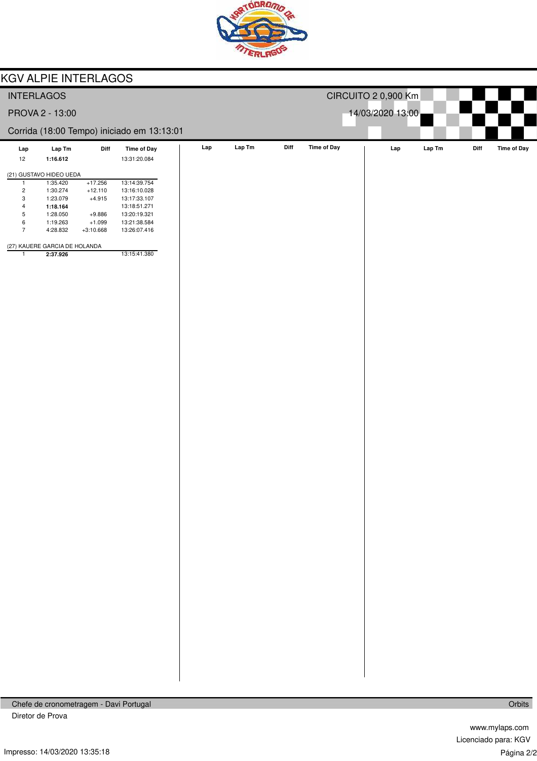# KGV ALPIE INTERLAGOS

INTERLAGOS

CIRCUITO 2 0,900 Km

PROVA 2 - 13:00

14/03/2020 13:00

Corrida (18:00 Tempo) iniciado em 13:13:01

| Lap | Lap Tm | Diff | Time of Day |
|---|---|---|---|
| 12 | **1:16.612** | | 13:31:20.084 |

(21) GUSTAVO HIDEO UEDA

| Lap | Lap Tm | Diff | Time of Day |
|---|---|---|---|
| 1 | 1:35.420 | +17.256 | 13:14:39.754 |
| 2 | 1:30.274 | +12.110 | 13:16:10.028 |
| 3 | 1:23.079 | +4.915 | 13:17:33.107 |
| 4 | **1:18.164** | | 13:18:51.271 |
| 5 | 1:28.050 | +9.886 | 13:20:19.321 |
| 6 | 1:19.263 | +1.099 | 13:21:38.584 |
| 7 | 4:28.832 | +3:10.668 | 13:26:07.416 |

(27) KAUERE GARCIA DE HOLANDA

| Lap | Lap Tm | Diff | Time of Day |
|---|---|---|---|
| 1 | **2:37.926** | | 13:15:41.380 |

Chefe de cronometragem - Davi Portugal

Diretor de Prova

Orbits

www.mylaps.com

Licenciado para: KGV

Impresso: 14/03/2020 13:35:18